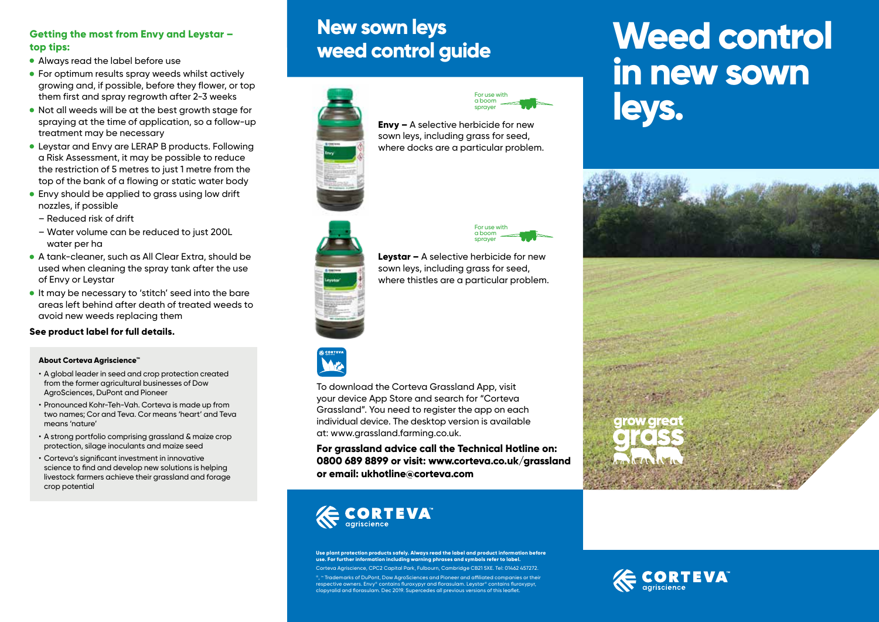## Getting the most from Envy and Leystar – top tips:

- Always read the label before use
- For optimum results spray weeds whilst actively growing and, if possible, before they flower, or top them first and spray regrowth after 2-3 weeks
- Not all weeds will be at the best growth stage for spraying at the time of application, so a follow-up treatment may be necessary
- Leystar and Envy are LERAP B products. Following a Risk Assessment, it may be possible to reduce the restriction of 5 metres to just 1 metre from the top of the bank of a flowing or static water body
- Envy should be applied to grass using low drift nozzles, if possible
  - Reduced risk of drift
  - Water volume can be reduced to just 200L water per ha
- A tank-cleaner, such as All Clear Extra, should be used when cleaning the spray tank after the use of Envy or Leystar
- It may be necessary to 'stitch' seed into the bare areas left behind after death of treated weeds to avoid new weeds replacing them

**See product label for full details.**

**About Corteva Agriscience™**

- A global leader in seed and crop protection created from the former agricultural businesses of Dow AgroSciences, DuPont and Pioneer
- Pronounced Kohr-Teh-Vah. Corteva is made up from two names; Cor and Teva. Cor means 'heart' and Teva means 'nature'
- A strong portfolio comprising grassland & maize crop protection, silage inoculants and maize seed
- Corteva's significant investment in innovative science to find and develop new solutions is helping livestock farmers achieve their grassland and forage crop potential

# New sown leys weed control guide

For use with a boom sprayer

**Envy –** A selective herbicide for new sown leys, including grass for seed, where docks are a particular problem.

For use with a boom sprayer

**Leystar –** A selective herbicide for new sown leys, including grass for seed, where thistles are a particular problem.

To download the Corteva Grassland App, visit your device App Store and search for "Corteva Grassland". You need to register the app on each individual device. The desktop version is available at: www.grassland.farming.co.uk.

**For grassland advice call the Technical Hotline on: 0800 689 8899 or visit: www.corteva.co.uk/grassland or email: ukhotline@corteva.com**

CORTEVA™ agriscience

**Use plant protection products safely. Always read the label and product information before use. For further information including warning phrases and symbols refer to label.**

Corteva Agriscience, CPC2 Capital Park, Fulbourn, Cambridge CB21 5XE. Tel: 01462 457272.

®, ™ Trademarks of DuPont, Dow AgroSciences and Pioneer and affiliated companies or their respective owners. Envy® contains fluroxypyr and florasulam. Leystar® contains fluroxypyr, clopyralid and florasulam. Dec 2019. Supercedes all previous versions of this leaflet.

# Weed control in new sown leys.

grow great grass

CORTEVA™ agriscience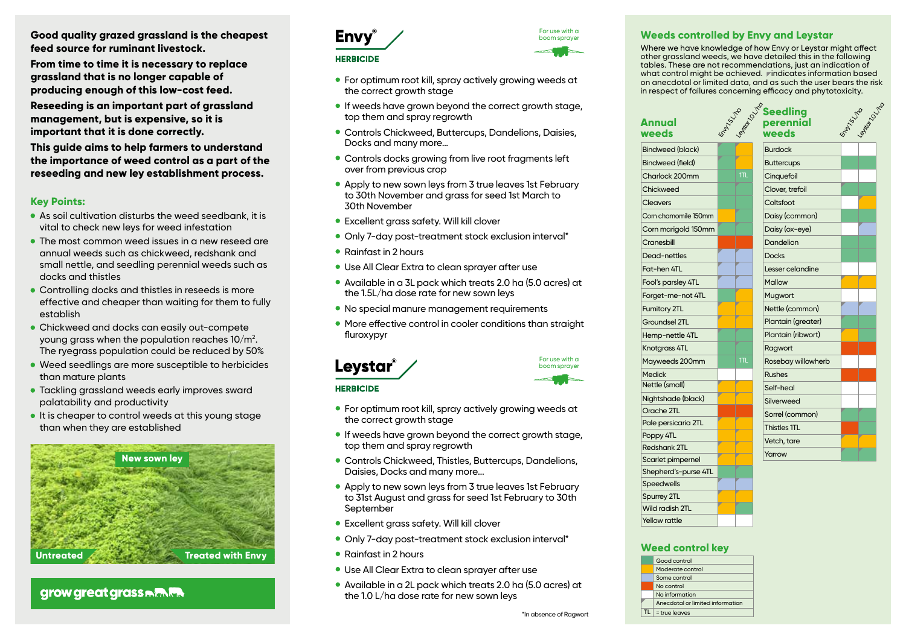**Good quality grazed grassland is the cheapest feed source for ruminant livestock.**

**From time to time it is necessary to replace grassland that is no longer capable of producing enough of this low-cost feed.**

**Reseeding is an important part of grassland management, but is expensive, so it is important that it is done correctly.**

**This guide aims to help farmers to understand the importance of weed control as a part of the reseeding and new ley establishment process.**

## Key Points:

- As soil cultivation disturbs the weed seedbank, it is vital to check new leys for weed infestation
- The most common weed issues in a new reseed are annual weeds such as chickweed, redshank and small nettle, and seedling perennial weeds such as docks and thistles
- Controlling docks and thistles in reseeds is more effective and cheaper than waiting for them to fully establish
- Chickweed and docks can easily out-compete young grass when the population reaches 10/m$^2$. The ryegrass population could be reduced by 50%
- Weed seedlings are more susceptible to herbicides than mature plants
- Tackling grassland weeds early improves sword palatability and productivity
- It is cheaper to control weeds at this young stage than when they are established

New sown ley

Untreated

Treated with Envy

growgreatgrass

## Envy® HERBICIDE

For use with a boom sprayer

- For optimum root kill, spray actively growing weeds at the correct growth stage
- If weeds have grown beyond the correct growth stage, top them and spray regrowth
- Controls Chickweed, Buttercups, Dandelions, Daisies, Docks and many more...
- Controls docks growing from live root fragments left over from previous crop
- Apply to new sown leys from 3 true leaves 1st February to 30th November and grass for seed 1st March to 30th November
- Excellent grass safety. Will kill clover
- Only 7-day post-treatment stock exclusion interval*
- Rainfast in 2 hours
- Use All Clear Extra to clean sprayer after use
- Available in a 3L pack which treats 2.0 ha (5.0 acres) at the 1.5L/ha dose rate for new sown leys
- No special manure management requirements
- More effective control in cooler conditions than straight fluroxypyr

## Leystar® HERBICIDE

For use with a boom sprayer

- For optimum root kill, spray actively growing weeds at the correct growth stage
- If weeds have grown beyond the correct growth stage, top them and spray regrowth
- Controls Chickweed, Thistles, Buttercups, Dandelions, Daisies, Docks and many more...
- Apply to new sown leys from 3 true leaves 1st February to 31st August and grass for seed 1st February to 30th September
- Excellent grass safety. Will kill clover
- Only 7-day post-treatment stock exclusion interval*
- Rainfast in 2 hours
- Use All Clear Extra to clean sprayer after use
- Available in a 2L pack which treats 2.0 ha (5.0 acres) at the 1.0 L/ha dose rate for new sown leys

*In absence of Ragwort

## Weeds controlled by Envy and Leystar

Where we have knowledge of how Envy or Leystar might affect other grassland weeds, we have detailed this in the following tables. These are not recommendations, just an indication of what control might be achieved. ◤indicates information based on anecdotal or limited data, and as such the user bears the risk in respect of failures concerning efficacy and phytotoxicity.

| Annual weeds | Envy 1.5L/ha | Leystar 1.0L/ha |
|---|---|---|
| Bindweed (black) | Good control | Moderate control |
| Bindweed (field) | Good control | Moderate control |
| Charlock 200mm | Good control | Good control (1TL) |
| Chickweed | Good control | Good control |
| Cleavers | Good control | Good control |
| Corn chamomile 150mm | Moderate control | Good control |
| Corn marigold 150mm | Good control | Good control |
| Cranesbill | No control | No control |
| Dead-nettles | Some control | Some control |
| Fat-hen 4TL | Good control | Some control |
| Fool's parsley 4TL | Some control | Some control |
| Forget-me-not 4TL | Good control | Moderate control |
| Fumitory 2TL | Moderate control | Moderate control |
| Groundsel 2TL | Moderate control | Good control |
| Hemp-nettle 4TL | Good control | Good control |
| Knotgrass 4TL | Good control | Good control |
| Mayweeds 200mm | Good control | Good control (1TL) |
| Medick | No information | No information |
| Nettle (small) | Moderate control | Moderate control |
| Nightshade (black) | Moderate control | Moderate control |
| Orache 2TL | No control | No control |
| Pale persicaria 2TL | Moderate control | Moderate control |
| Poppy 4TL | Moderate control | Moderate control |
| Redshank 2TL | Moderate control | Moderate control |
| Scarlet pimpernel | Good control | Good control |
| Shepherd's-purse 4TL | Good control | Good control |
| Speedwells | Some control | Some control |
| Spurrey 2TL | Moderate control | Moderate control |
| Wild radish 2TL | Moderate control | Good control |
| Yellow rattle | No information | No information |

| Seedling perennial weeds | Envy 1.5L/ha | Leystar 1.0L/ha |
|---|---|---|
| Burdock | No information | No information |
| Buttercups | Good control | Good control |
| Cinquefoil | No information | No information |
| Clover, trefoil | Good control | Good control |
| Coltsfoot | No information | Moderate control |
| Daisy (common) | Good control | Good control |
| Daisy (ox-eye) | No information | Some control |
| Dandelion | Good control | Good control |
| Docks | Good control | Good control |
| Lesser celandine | No information | No information |
| Mallow | Moderate control | Moderate control |
| Mugwort | No information | No information |
| Nettle (common) | Some control | Some control |
| Plantain (greater) | No information | No information |
| Plantain (ribwort) | Moderate control | Good control |
| Ragwort | No control | No control |
| Rosebay willowherb | No information | No information |
| Rushes | No control | No control |
| Self-heal | No information | No information |
| Silverweed | No information | No information |
| Sorrel (common) | Good control | Good control |
| Thistles 1TL | No control | Good control |
| Vetch, tare | Moderate control | Moderate control |
| Yarrow | Good control | Good control |

## Weed control key

| | |
|---|---|
| (green) | Good control |
| (yellow) | Moderate control |
| (blue) | Some control |
| (red) | No control |
| (white) | No information |
| ◤ | Anecdotal or limited information |
| TL | = true leaves |